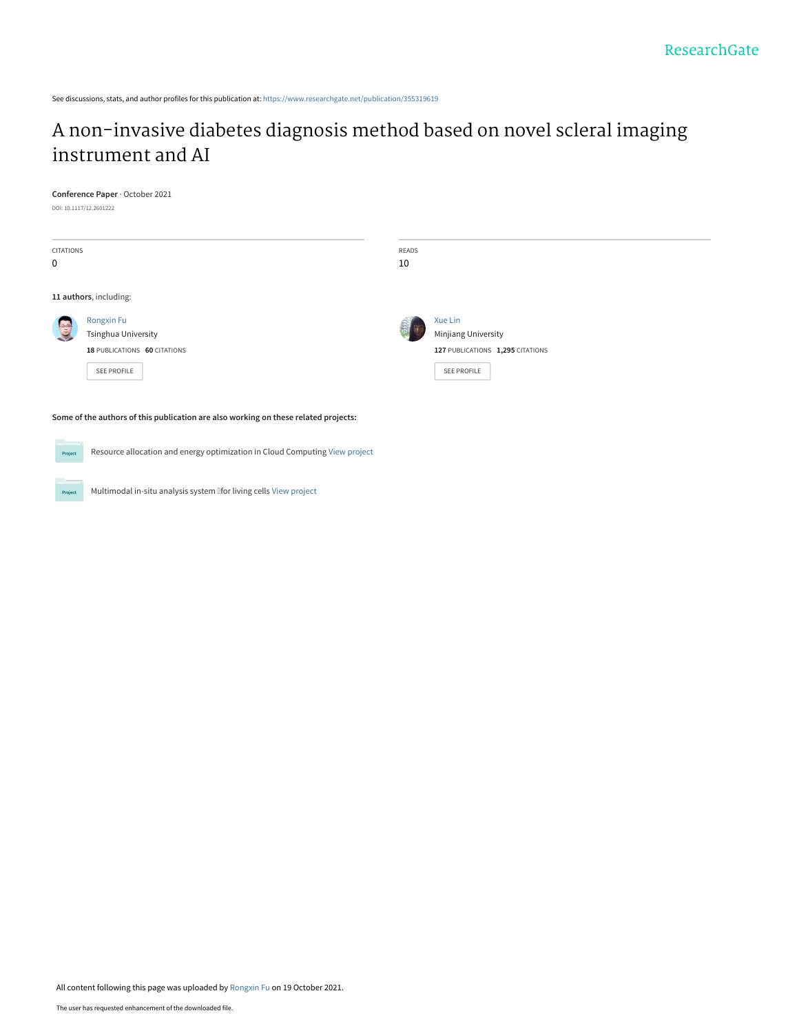See discussions, stats, and author profiles for this publication at: https://www.researchgate.net/publication/355319619

# A non-invasive diabetes diagnosis method based on novel scleral imaging instrument and AI

**Conference Paper** · October 2021

DOI: 10.1117/12.2601222

CITATIONS

0

READS

10

**11 authors**, including:

Rongxin Fu
Tsinghua University
**18** PUBLICATIONS **60** CITATIONS
SEE PROFILE

Xue Lin
Minjiang University
**127** PUBLICATIONS **1,295** CITATIONS
SEE PROFILE

**Some of the authors of this publication are also working on these related projects:**

Resource allocation and energy optimization in Cloud Computing View project

Multimodal in-situ analysis system for living cells View project

All content following this page was uploaded by Rongxin Fu on 19 October 2021.

The user has requested enhancement of the downloaded file.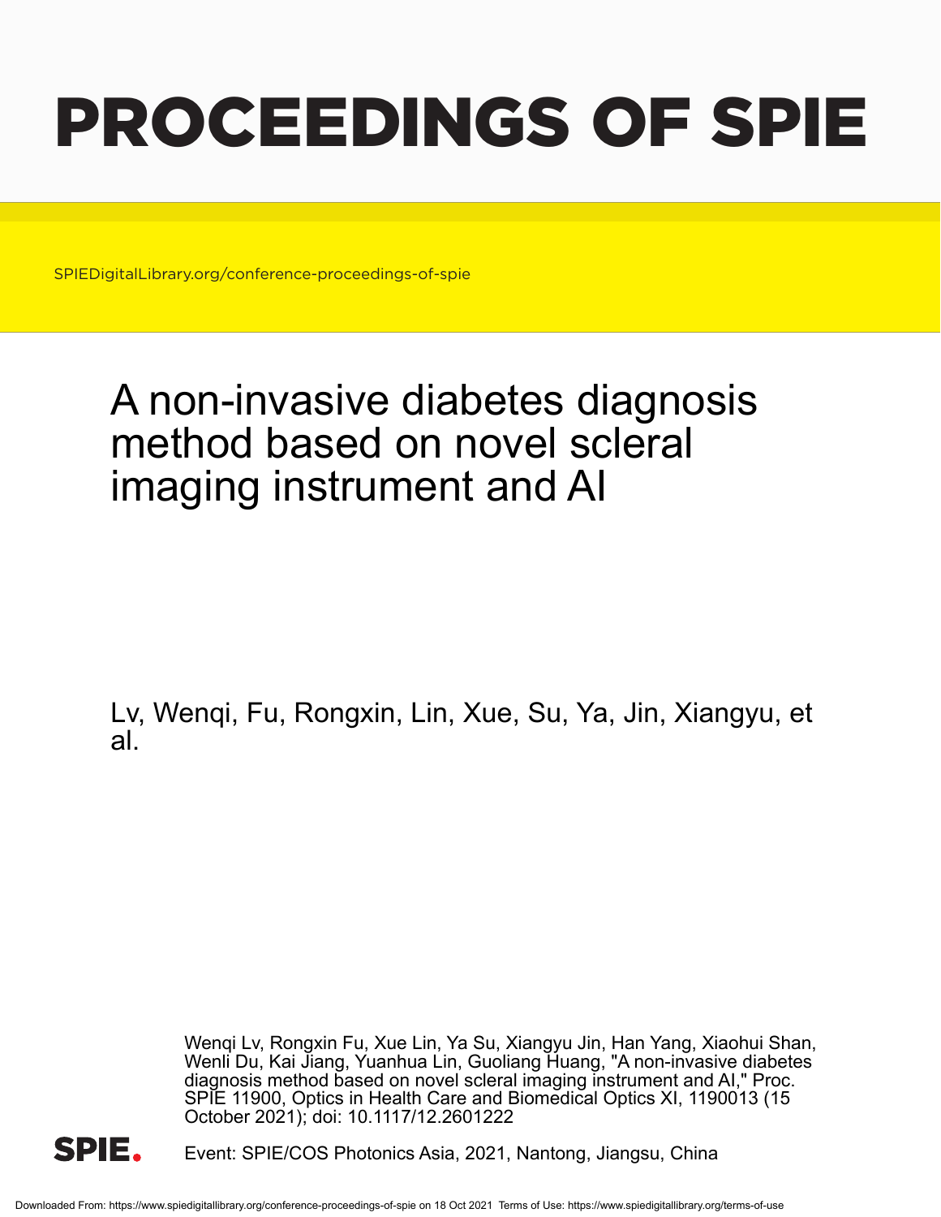# PROCEEDINGS OF SPIE

SPIEDigitalLibrary.org/conference-proceedings-of-spie

# A non-invasive diabetes diagnosis method based on novel scleral imaging instrument and AI

Lv, Wenqi, Fu, Rongxin, Lin, Xue, Su, Ya, Jin, Xiangyu, et al.

Wenqi Lv, Rongxin Fu, Xue Lin, Ya Su, Xiangyu Jin, Han Yang, Xiaohui Shan, Wenli Du, Kai Jiang, Yuanhua Lin, Guoliang Huang, "A non-invasive diabetes diagnosis method based on novel scleral imaging instrument and AI," Proc. SPIE 11900, Optics in Health Care and Biomedical Optics XI, 1190013 (15 October 2021); doi: 10.1117/12.2601222

Event: SPIE/COS Photonics Asia, 2021, Nantong, Jiangsu, China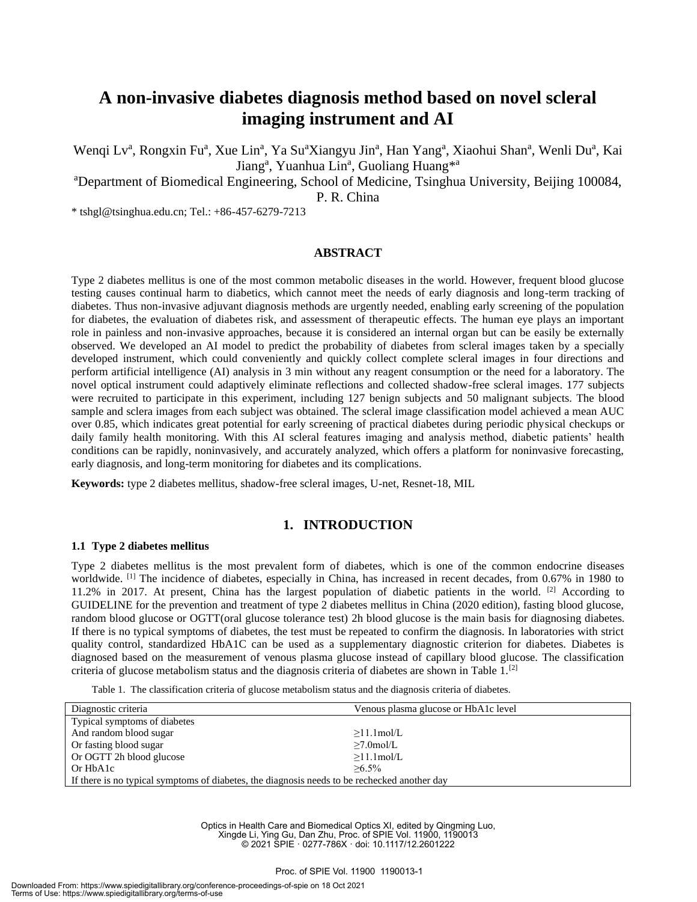# A non-invasive diabetes diagnosis method based on novel scleral imaging instrument and AI

Wenqi Lv[a], Rongxin Fu[a], Xue Lin[a], Ya Su[a]Xiangyu Jin[a], Han Yang[a], Xiaohui Shan[a], Wenli Du[a], Kai Jiang[a], Yuanhua Lin[a], Guoliang Huang*[a]

[a]Department of Biomedical Engineering, School of Medicine, Tsinghua University, Beijing 100084, P. R. China

* tshgl@tsinghua.edu.cn; Tel.: +86-457-6279-7213

## ABSTRACT

Type 2 diabetes mellitus is one of the most common metabolic diseases in the world. However, frequent blood glucose testing causes continual harm to diabetics, which cannot meet the needs of early diagnosis and long-term tracking of diabetes. Thus non-invasive adjuvant diagnosis methods are urgently needed, enabling early screening of the population for diabetes, the evaluation of diabetes risk, and assessment of therapeutic effects. The human eye plays an important role in painless and non-invasive approaches, because it is considered an internal organ but can be easily be externally observed. We developed an AI model to predict the probability of diabetes from scleral images taken by a specially developed instrument, which could conveniently and quickly collect complete scleral images in four directions and perform artificial intelligence (AI) analysis in 3 min without any reagent consumption or the need for a laboratory. The novel optical instrument could adaptively eliminate reflections and collected shadow-free scleral images. 177 subjects were recruited to participate in this experiment, including 127 benign subjects and 50 malignant subjects. The blood sample and sclera images from each subject was obtained. The scleral image classification model achieved a mean AUC over 0.85, which indicates great potential for early screening of practical diabetes during periodic physical checkups or daily family health monitoring. With this AI scleral features imaging and analysis method, diabetic patients' health conditions can be rapidly, noninvasively, and accurately analyzed, which offers a platform for noninvasive forecasting, early diagnosis, and long-term monitoring for diabetes and its complications.

**Keywords:** type 2 diabetes mellitus, shadow-free scleral images, U-net, Resnet-18, MIL

## 1. INTRODUCTION

### 1.1 Type 2 diabetes mellitus

Type 2 diabetes mellitus is the most prevalent form of diabetes, which is one of the common endocrine diseases worldwide. [1] The incidence of diabetes, especially in China, has increased in recent decades, from 0.67% in 1980 to 11.2% in 2017. At present, China has the largest population of diabetic patients in the world. [2] According to GUIDELINE for the prevention and treatment of type 2 diabetes mellitus in China (2020 edition), fasting blood glucose, random blood glucose or OGTT(oral glucose tolerance test) 2h blood glucose is the main basis for diagnosing diabetes. If there is no typical symptoms of diabetes, the test must be repeated to confirm the diagnosis. In laboratories with strict quality control, standardized HbA1C can be used as a supplementary diagnostic criterion for diabetes. Diabetes is diagnosed based on the measurement of venous plasma glucose instead of capillary blood glucose. The classification criteria of glucose metabolism status and the diagnosis criteria of diabetes are shown in Table 1.[2]

Table 1. The classification criteria of glucose metabolism status and the diagnosis criteria of diabetes.

| Diagnostic criteria | Venous plasma glucose or HbA1c level |
|---|---|
| Typical symptoms of diabetes | |
| And random blood sugar | ≥11.1mol/L |
| Or fasting blood sugar | ≥7.0mol/L |
| Or OGTT 2h blood glucose | ≥11.1mol/L |
| Or HbA1c | ≥6.5% |
| If there is no typical symptoms of diabetes, the diagnosis needs to be rechecked another day | |

Optics in Health Care and Biomedical Optics XI, edited by Qingming Luo, Xingde Li, Ying Gu, Dan Zhu, Proc. of SPIE Vol. 11900, 1190013
© 2021 SPIE · 0277-786X · doi: 10.1117/12.2601222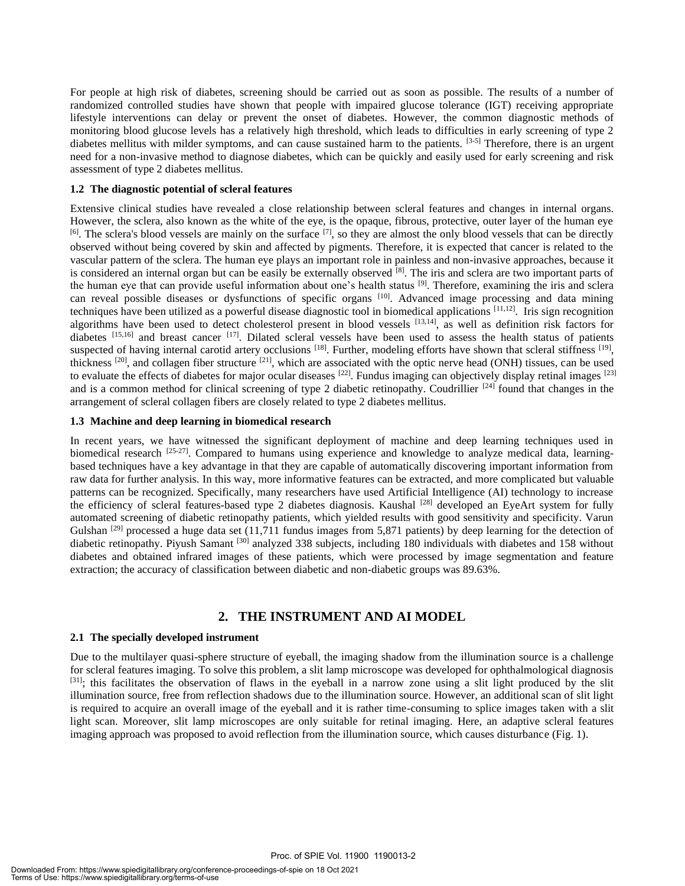For people at high risk of diabetes, screening should be carried out as soon as possible. The results of a number of randomized controlled studies have shown that people with impaired glucose tolerance (IGT) receiving appropriate lifestyle interventions can delay or prevent the onset of diabetes. However, the common diagnostic methods of monitoring blood glucose levels has a relatively high threshold, which leads to difficulties in early screening of type 2 diabetes mellitus with milder symptoms, and can cause sustained harm to the patients. [3-5] Therefore, there is an urgent need for a non-invasive method to diagnose diabetes, which can be quickly and easily used for early screening and risk assessment of type 2 diabetes mellitus.

### 1.2 The diagnostic potential of scleral features

Extensive clinical studies have revealed a close relationship between scleral features and changes in internal organs. However, the sclera, also known as the white of the eye, is the opaque, fibrous, protective, outer layer of the human eye [6]. The sclera's blood vessels are mainly on the surface [7], so they are almost the only blood vessels that can be directly observed without being covered by skin and affected by pigments. Therefore, it is expected that cancer is related to the vascular pattern of the sclera. The human eye plays an important role in painless and non-invasive approaches, because it is considered an internal organ but can be easily be externally observed [8]. The iris and sclera are two important parts of the human eye that can provide useful information about one's health status [9]. Therefore, examining the iris and sclera can reveal possible diseases or dysfunctions of specific organs [10]. Advanced image processing and data mining techniques have been utilized as a powerful disease diagnostic tool in biomedical applications [11,12]. Iris sign recognition algorithms have been used to detect cholesterol present in blood vessels [13,14], as well as definition risk factors for diabetes [15,16] and breast cancer [17]. Dilated scleral vessels have been used to assess the health status of patients suspected of having internal carotid artery occlusions [18]. Further, modeling efforts have shown that scleral stiffness [19], thickness [20], and collagen fiber structure [21], which are associated with the optic nerve head (ONH) tissues, can be used to evaluate the effects of diabetes for major ocular diseases [22]. Fundus imaging can objectively display retinal images [23] and is a common method for clinical screening of type 2 diabetic retinopathy. Coudrillier [24] found that changes in the arrangement of scleral collagen fibers are closely related to type 2 diabetes mellitus.

### 1.3 Machine and deep learning in biomedical research

In recent years, we have witnessed the significant deployment of machine and deep learning techniques used in biomedical research [25-27]. Compared to humans using experience and knowledge to analyze medical data, learning-based techniques have a key advantage in that they are capable of automatically discovering important information from raw data for further analysis. In this way, more informative features can be extracted, and more complicated but valuable patterns can be recognized. Specifically, many researchers have used Artificial Intelligence (AI) technology to increase the efficiency of scleral features-based type 2 diabetes diagnosis. Kaushal [28] developed an EyeArt system for fully automated screening of diabetic retinopathy patients, which yielded results with good sensitivity and specificity. Varun Gulshan [29] processed a huge data set (11,711 fundus images from 5,871 patients) by deep learning for the detection of diabetic retinopathy. Piyush Samant [30] analyzed 338 subjects, including 180 individuals with diabetes and 158 without diabetes and obtained infrared images of these patients, which were processed by image segmentation and feature extraction; the accuracy of classification between diabetic and non-diabetic groups was 89.63%.

## 2. THE INSTRUMENT AND AI MODEL

### 2.1 The specially developed instrument

Due to the multilayer quasi-sphere structure of eyeball, the imaging shadow from the illumination source is a challenge for scleral features imaging. To solve this problem, a slit lamp microscope was developed for ophthalmological diagnosis [31]; this facilitates the observation of flaws in the eyeball in a narrow zone using a slit light produced by the slit illumination source, free from reflection shadows due to the illumination source. However, an additional scan of slit light is required to acquire an overall image of the eyeball and it is rather time-consuming to splice images taken with a slit light scan. Moreover, slit lamp microscopes are only suitable for retinal imaging. Here, an adaptive scleral features imaging approach was proposed to avoid reflection from the illumination source, which causes disturbance (Fig. 1).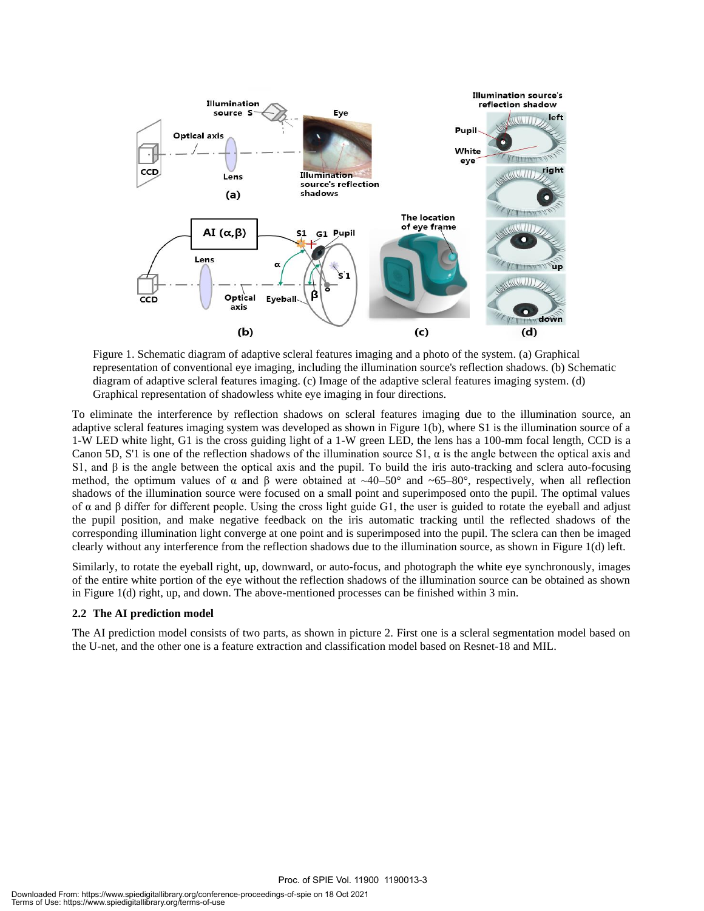Figure 1. Schematic diagram of adaptive scleral features imaging and a photo of the system. (a) Graphical representation of conventional eye imaging, including the illumination source's reflection shadows. (b) Schematic diagram of adaptive scleral features imaging. (c) Image of the adaptive scleral features imaging system. (d) Graphical representation of shadowless white eye imaging in four directions.

To eliminate the interference by reflection shadows on scleral features imaging due to the illumination source, an adaptive scleral features imaging system was developed as shown in Figure 1(b), where S1 is the illumination source of a 1-W LED white light, G1 is the cross guiding light of a 1-W green LED, the lens has a 100-mm focal length, CCD is a Canon 5D, S'1 is one of the reflection shadows of the illumination source S1, $\alpha$ is the angle between the optical axis and S1, and $\beta$ is the angle between the optical axis and the pupil. To build the iris auto-tracking and sclera auto-focusing method, the optimum values of $\alpha$ and $\beta$ were obtained at ~40–50° and ~65–80°, respectively, when all reflection shadows of the illumination source were focused on a small point and superimposed onto the pupil. The optimal values of $\alpha$ and $\beta$ differ for different people. Using the cross light guide G1, the user is guided to rotate the eyeball and adjust the pupil position, and make negative feedback on the iris automatic tracking until the reflected shadows of the corresponding illumination light converge at one point and is superimposed into the pupil. The sclera can then be imaged clearly without any interference from the reflection shadows due to the illumination source, as shown in Figure 1(d) left.

Similarly, to rotate the eyeball right, up, downward, or auto-focus, and photograph the white eye synchronously, images of the entire white portion of the eye without the reflection shadows of the illumination source can be obtained as shown in Figure 1(d) right, up, and down. The above-mentioned processes can be finished within 3 min.

### 2.2 The AI prediction model

The AI prediction model consists of two parts, as shown in picture 2. First one is a scleral segmentation model based on the U-net, and the other one is a feature extraction and classification model based on Resnet-18 and MIL.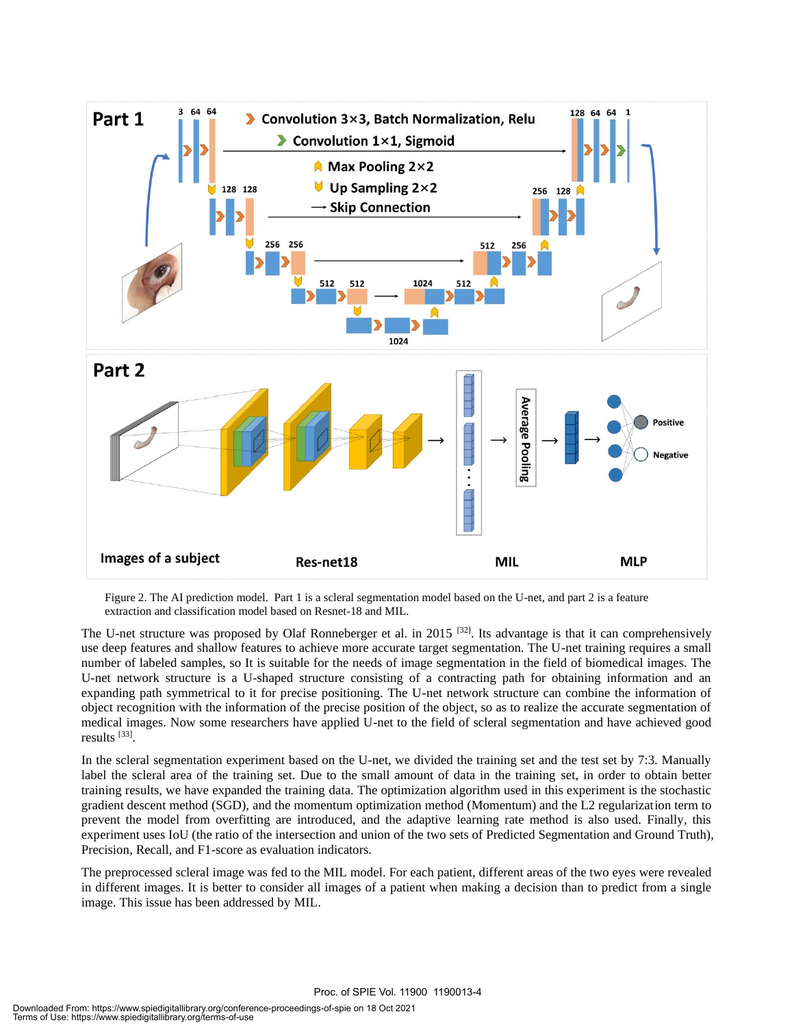Figure 2. The AI prediction model. Part 1 is a scleral segmentation model based on the U-net, and part 2 is a feature extraction and classification model based on Resnet-18 and MIL.

The U-net structure was proposed by Olaf Ronneberger et al. in 2015 [32]. Its advantage is that it can comprehensively use deep features and shallow features to achieve more accurate target segmentation. The U-net training requires a small number of labeled samples, so It is suitable for the needs of image segmentation in the field of biomedical images. The U-net network structure is a U-shaped structure consisting of a contracting path for obtaining information and an expanding path symmetrical to it for precise positioning. The U-net network structure can combine the information of object recognition with the information of the precise position of the object, so as to realize the accurate segmentation of medical images. Now some researchers have applied U-net to the field of scleral segmentation and have achieved good results [33].

In the scleral segmentation experiment based on the U-net, we divided the training set and the test set by 7:3. Manually label the scleral area of the training set. Due to the small amount of data in the training set, in order to obtain better training results, we have expanded the training data. The optimization algorithm used in this experiment is the stochastic gradient descent method (SGD), and the momentum optimization method (Momentum) and the L2 regularization term to prevent the model from overfitting are introduced, and the adaptive learning rate method is also used. Finally, this experiment uses IoU (the ratio of the intersection and union of the two sets of Predicted Segmentation and Ground Truth), Precision, Recall, and F1-score as evaluation indicators.

The preprocessed scleral image was fed to the MIL model. For each patient, different areas of the two eyes were revealed in different images. It is better to consider all images of a patient when making a decision than to predict from a single image. This issue has been addressed by MIL.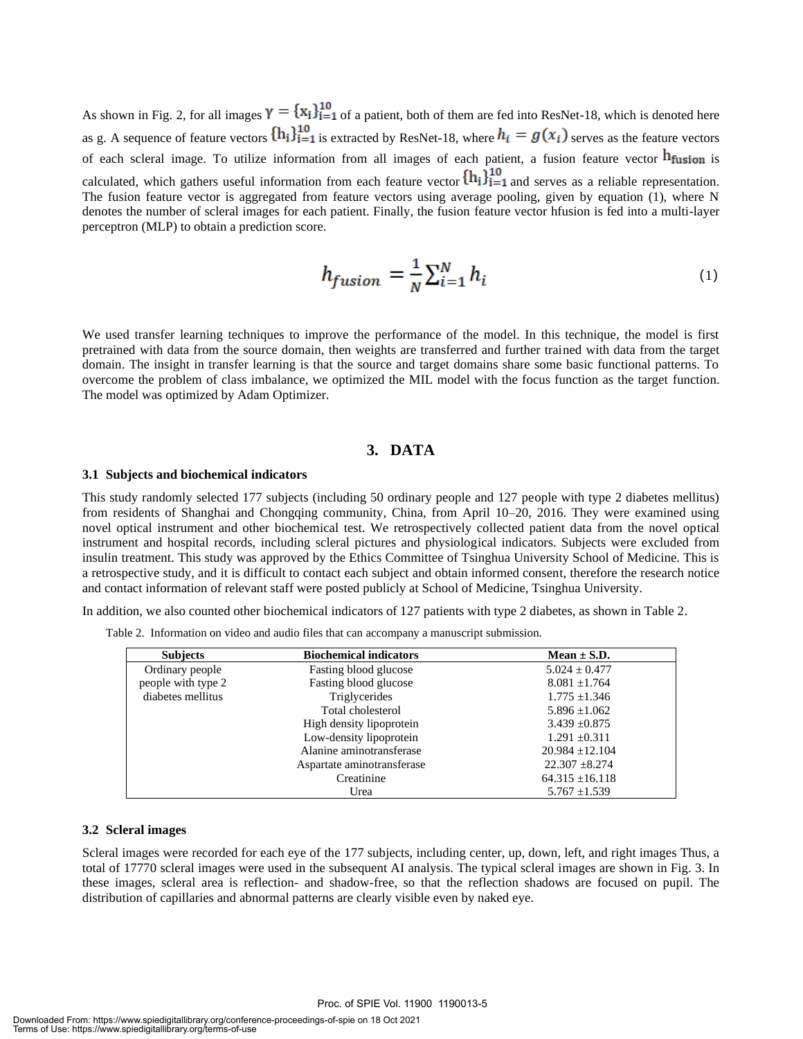As shown in Fig. 2, for all images $\Upsilon = \{x_i\}_{i=1}^{10}$ of a patient, both of them are fed into ResNet-18, which is denoted here as g. A sequence of feature vectors $\{h_i\}_{i=1}^{10}$ is extracted by ResNet-18, where $h_i = g(x_i)$ serves as the feature vectors of each scleral image. To utilize information from all images of each patient, a fusion feature vector $h_{fusion}$ is calculated, which gathers useful information from each feature vector $\{h_i\}_{i=1}^{10}$ and serves as a reliable representation. The fusion feature vector is aggregated from feature vectors using average pooling, given by equation (1), where N denotes the number of scleral images for each patient. Finally, the fusion feature vector hfusion is fed into a multi-layer perceptron (MLP) to obtain a prediction score.

$$h_{fusion} = \frac{1}{N}\sum_{i=1}^{N} h_i \tag{1}$$

We used transfer learning techniques to improve the performance of the model. In this technique, the model is first pretrained with data from the source domain, then weights are transferred and further trained with data from the target domain. The insight in transfer learning is that the source and target domains share some basic functional patterns. To overcome the problem of class imbalance, we optimized the MIL model with the focus function as the target function. The model was optimized by Adam Optimizer.

# 3. DATA

## 3.1 Subjects and biochemical indicators

This study randomly selected 177 subjects (including 50 ordinary people and 127 people with type 2 diabetes mellitus) from residents of Shanghai and Chongqing community, China, from April 10–20, 2016. They were examined using novel optical instrument and other biochemical test. We retrospectively collected patient data from the novel optical instrument and hospital records, including scleral pictures and physiological indicators. Subjects were excluded from insulin treatment. This study was approved by the Ethics Committee of Tsinghua University School of Medicine. This is a retrospective study, and it is difficult to contact each subject and obtain informed consent, therefore the research notice and contact information of relevant staff were posted publicly at School of Medicine, Tsinghua University.

In addition, we also counted other biochemical indicators of 127 patients with type 2 diabetes, as shown in Table 2.

Table 2. Information on video and audio files that can accompany a manuscript submission.

| Subjects | Biochemical indicators | Mean ± S.D. |
|---|---|---|
| Ordinary people | Fasting blood glucose | 5.024 ± 0.477 |
| people with type 2 diabetes mellitus | Fasting blood glucose | 8.081 ±1.764 |
| | Triglycerides | 1.775 ±1.346 |
| | Total cholesterol | 5.896 ±1.062 |
| | High density lipoprotein | 3.439 ±0.875 |
| | Low-density lipoprotein | 1.291 ±0.311 |
| | Alanine aminotransferase | 20.984 ±12.104 |
| | Aspartate aminotransferase | 22.307 ±8.274 |
| | Creatinine | 64.315 ±16.118 |
| | Urea | 5.767 ±1.539 |

## 3.2 Scleral images

Scleral images were recorded for each eye of the 177 subjects, including center, up, down, left, and right images Thus, a total of 17770 scleral images were used in the subsequent AI analysis. The typical scleral images are shown in Fig. 3. In these images, scleral area is reflection- and shadow-free, so that the reflection shadows are focused on pupil. The distribution of capillaries and abnormal patterns are clearly visible even by naked eye.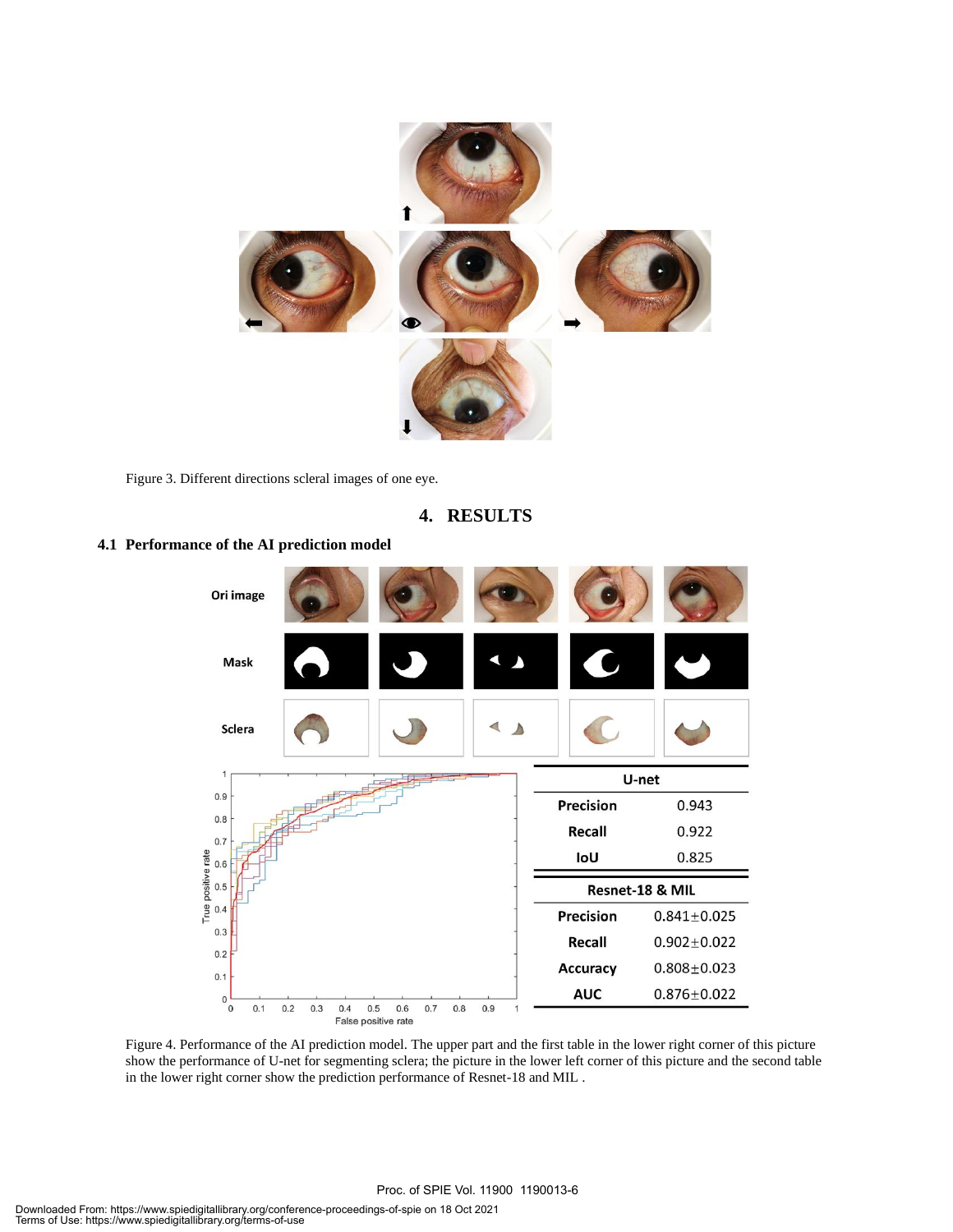Figure 3. Different directions scleral images of one eye.

# 4. RESULTS

## 4.1 Performance of the AI prediction model

| U-net | |
|---|---|
| Precision | 0.943 |
| Recall | 0.922 |
| IoU | 0.825 |

| Resnet-18 & MIL | |
|---|---|
| Precision | 0.841±0.025 |
| Recall | 0.902±0.022 |
| Accuracy | 0.808±0.023 |
| AUC | 0.876±0.022 |

Figure 4. Performance of the AI prediction model. The upper part and the first table in the lower right corner of this picture show the performance of U-net for segmenting sclera; the picture in the lower left corner of this picture and the second table in the lower right corner show the prediction performance of Resnet-18 and MIL .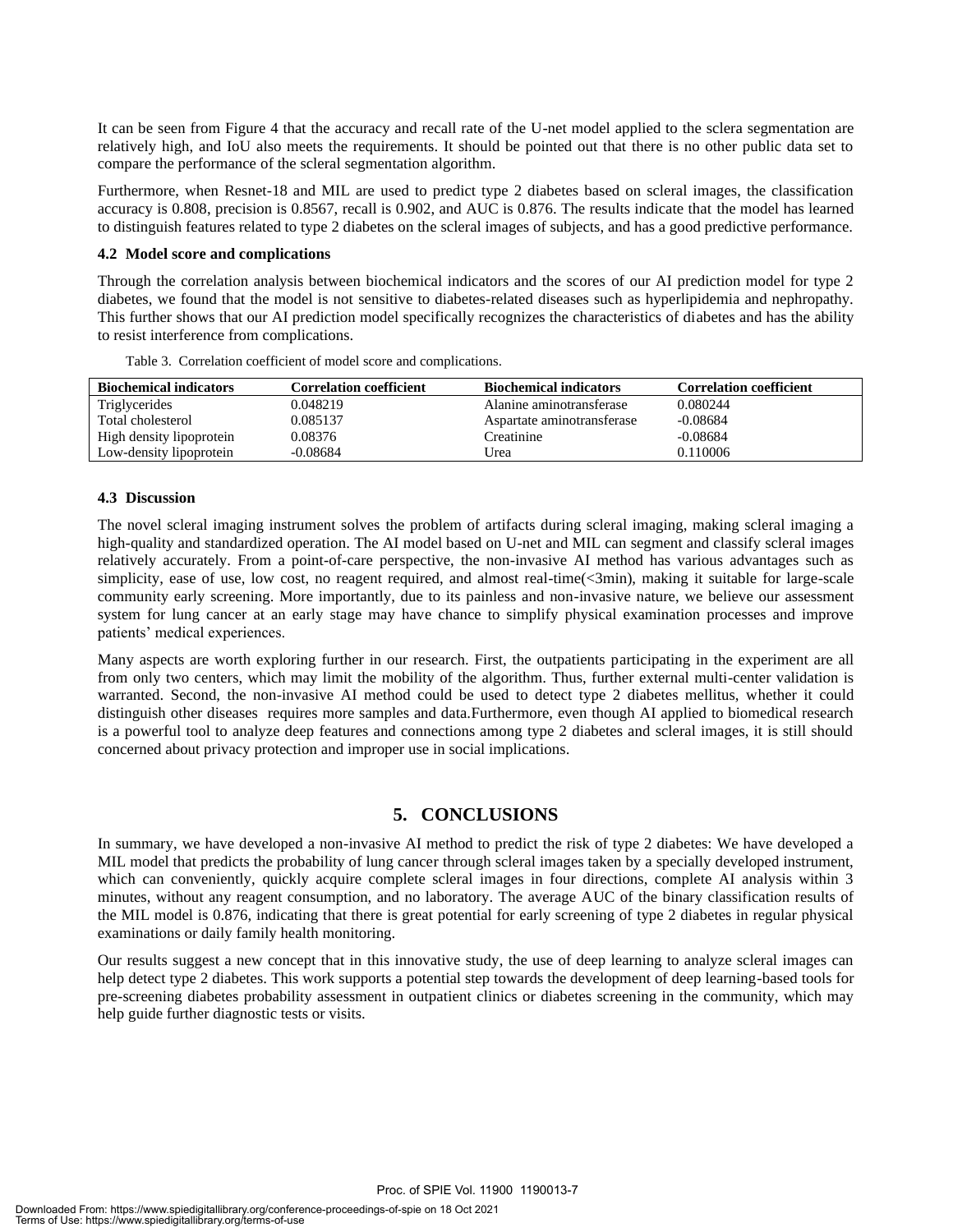It can be seen from Figure 4 that the accuracy and recall rate of the U-net model applied to the sclera segmentation are relatively high, and IoU also meets the requirements. It should be pointed out that there is no other public data set to compare the performance of the scleral segmentation algorithm.

Furthermore, when Resnet-18 and MIL are used to predict type 2 diabetes based on scleral images, the classification accuracy is 0.808, precision is 0.8567, recall is 0.902, and AUC is 0.876. The results indicate that the model has learned to distinguish features related to type 2 diabetes on the scleral images of subjects, and has a good predictive performance.

### 4.2 Model score and complications

Through the correlation analysis between biochemical indicators and the scores of our AI prediction model for type 2 diabetes, we found that the model is not sensitive to diabetes-related diseases such as hyperlipidemia and nephropathy. This further shows that our AI prediction model specifically recognizes the characteristics of diabetes and has the ability to resist interference from complications.

Table 3. Correlation coefficient of model score and complications.

| Biochemical indicators | Correlation coefficient | Biochemical indicators | Correlation coefficient |
|---|---|---|---|
| Triglycerides | 0.048219 | Alanine aminotransferase | 0.080244 |
| Total cholesterol | 0.085137 | Aspartate aminotransferase | -0.08684 |
| High density lipoprotein | 0.08376 | Creatinine | -0.08684 |
| Low-density lipoprotein | -0.08684 | Urea | 0.110006 |

### 4.3 Discussion

The novel scleral imaging instrument solves the problem of artifacts during scleral imaging, making scleral imaging a high-quality and standardized operation. The AI model based on U-net and MIL can segment and classify scleral images relatively accurately. From a point-of-care perspective, the non-invasive AI method has various advantages such as simplicity, ease of use, low cost, no reagent required, and almost real-time(<3min), making it suitable for large-scale community early screening. More importantly, due to its painless and non-invasive nature, we believe our assessment system for lung cancer at an early stage may have chance to simplify physical examination processes and improve patients' medical experiences.

Many aspects are worth exploring further in our research. First, the outpatients participating in the experiment are all from only two centers, which may limit the mobility of the algorithm. Thus, further external multi-center validation is warranted. Second, the non-invasive AI method could be used to detect type 2 diabetes mellitus, whether it could distinguish other diseases requires more samples and data.Furthermore, even though AI applied to biomedical research is a powerful tool to analyze deep features and connections among type 2 diabetes and scleral images, it is still should concerned about privacy protection and improper use in social implications.

## 5. CONCLUSIONS

In summary, we have developed a non-invasive AI method to predict the risk of type 2 diabetes: We have developed a MIL model that predicts the probability of lung cancer through scleral images taken by a specially developed instrument, which can conveniently, quickly acquire complete scleral images in four directions, complete AI analysis within 3 minutes, without any reagent consumption, and no laboratory. The average AUC of the binary classification results of the MIL model is 0.876, indicating that there is great potential for early screening of type 2 diabetes in regular physical examinations or daily family health monitoring.

Our results suggest a new concept that in this innovative study, the use of deep learning to analyze scleral images can help detect type 2 diabetes. This work supports a potential step towards the development of deep learning-based tools for pre-screening diabetes probability assessment in outpatient clinics or diabetes screening in the community, which may help guide further diagnostic tests or visits.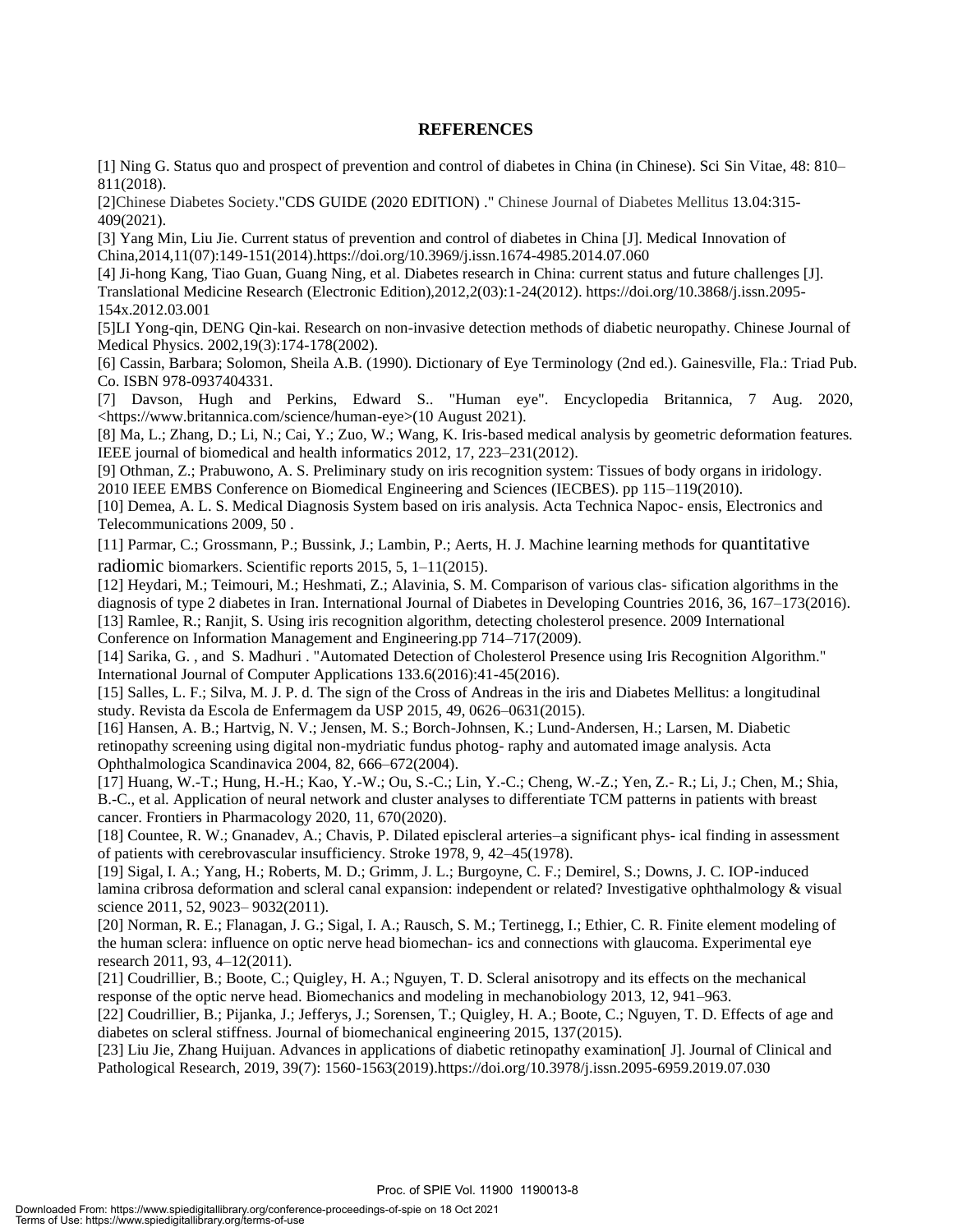## REFERENCES

[1] Ning G. Status quo and prospect of prevention and control of diabetes in China (in Chinese). Sci Sin Vitae, 48: 810–811(2018).

[2]Chinese Diabetes Society."CDS GUIDE (2020 EDITION) ." Chinese Journal of Diabetes Mellitus 13.04:315-409(2021).

[3] Yang Min, Liu Jie. Current status of prevention and control of diabetes in China [J]. Medical Innovation of China,2014,11(07):149-151(2014).https://doi.org/10.3969/j.issn.1674-4985.2014.07.060

[4] Ji-hong Kang, Tiao Guan, Guang Ning, et al. Diabetes research in China: current status and future challenges [J]. Translational Medicine Research (Electronic Edition),2012,2(03):1-24(2012). https://doi.org/10.3868/j.issn.2095-154x.2012.03.001

[5]LI Yong-qin, DENG Qin-kai. Research on non-invasive detection methods of diabetic neuropathy. Chinese Journal of Medical Physics. 2002,19(3):174-178(2002).

[6] Cassin, Barbara; Solomon, Sheila A.B. (1990). Dictionary of Eye Terminology (2nd ed.). Gainesville, Fla.: Triad Pub. Co. ISBN 978-0937404331.

[7] Davson, Hugh and Perkins, Edward S.. "Human eye". Encyclopedia Britannica, 7 Aug. 2020, <https://www.britannica.com/science/human-eye>(10 August 2021).

[8] Ma, L.; Zhang, D.; Li, N.; Cai, Y.; Zuo, W.; Wang, K. Iris-based medical analysis by geometric deformation features. IEEE journal of biomedical and health informatics 2012, 17, 223–231(2012).

[9] Othman, Z.; Prabuwono, A. S. Preliminary study on iris recognition system: Tissues of body organs in iridology. 2010 IEEE EMBS Conference on Biomedical Engineering and Sciences (IECBES). pp 115–119(2010).

[10] Demea, A. L. S. Medical Diagnosis System based on iris analysis. Acta Technica Napoc- ensis, Electronics and Telecommunications 2009, 50 .

[11] Parmar, C.; Grossmann, P.; Bussink, J.; Lambin, P.; Aerts, H. J. Machine learning methods for quantitative radiomic biomarkers. Scientific reports 2015, 5, 1–11(2015).

[12] Heydari, M.; Teimouri, M.; Heshmati, Z.; Alavinia, S. M. Comparison of various clas- sification algorithms in the diagnosis of type 2 diabetes in Iran. International Journal of Diabetes in Developing Countries 2016, 36, 167–173(2016).

[13] Ramlee, R.; Ranjit, S. Using iris recognition algorithm, detecting cholesterol presence. 2009 International Conference on Information Management and Engineering.pp 714–717(2009).

[14] Sarika, G. , and S. Madhuri . "Automated Detection of Cholesterol Presence using Iris Recognition Algorithm." International Journal of Computer Applications 133.6(2016):41-45(2016).

[15] Salles, L. F.; Silva, M. J. P. d. The sign of the Cross of Andreas in the iris and Diabetes Mellitus: a longitudinal study. Revista da Escola de Enfermagem da USP 2015, 49, 0626–0631(2015).

[16] Hansen, A. B.; Hartvig, N. V.; Jensen, M. S.; Borch-Johnsen, K.; Lund-Andersen, H.; Larsen, M. Diabetic retinopathy screening using digital non-mydriatic fundus photog- raphy and automated image analysis. Acta Ophthalmologica Scandinavica 2004, 82, 666–672(2004).

[17] Huang, W.-T.; Hung, H.-H.; Kao, Y.-W.; Ou, S.-C.; Lin, Y.-C.; Cheng, W.-Z.; Yen, Z.- R.; Li, J.; Chen, M.; Shia, B.-C., et al. Application of neural network and cluster analyses to differentiate TCM patterns in patients with breast cancer. Frontiers in Pharmacology 2020, 11, 670(2020).

[18] Countee, R. W.; Gnanadev, A.; Chavis, P. Dilated episcleral arteries–a significant phys- ical finding in assessment of patients with cerebrovascular insufficiency. Stroke 1978, 9, 42–45(1978).

[19] Sigal, I. A.; Yang, H.; Roberts, M. D.; Grimm, J. L.; Burgoyne, C. F.; Demirel, S.; Downs, J. C. IOP-induced lamina cribrosa deformation and scleral canal expansion: independent or related? Investigative ophthalmology & visual science 2011, 52, 9023– 9032(2011).

[20] Norman, R. E.; Flanagan, J. G.; Sigal, I. A.; Rausch, S. M.; Tertinegg, I.; Ethier, C. R. Finite element modeling of the human sclera: influence on optic nerve head biomechan- ics and connections with glaucoma. Experimental eye research 2011, 93, 4–12(2011).

[21] Coudrillier, B.; Boote, C.; Quigley, H. A.; Nguyen, T. D. Scleral anisotropy and its effects on the mechanical response of the optic nerve head. Biomechanics and modeling in mechanobiology 2013, 12, 941–963.

[22] Coudrillier, B.; Pijanka, J.; Jefferys, J.; Sorensen, T.; Quigley, H. A.; Boote, C.; Nguyen, T. D. Effects of age and diabetes on scleral stiffness. Journal of biomechanical engineering 2015, 137(2015).

[23] Liu Jie, Zhang Huijuan. Advances in applications of diabetic retinopathy examination[ J]. Journal of Clinical and Pathological Research, 2019, 39(7): 1560-1563(2019).https://doi.org/10.3978/j.issn.2095-6959.2019.07.030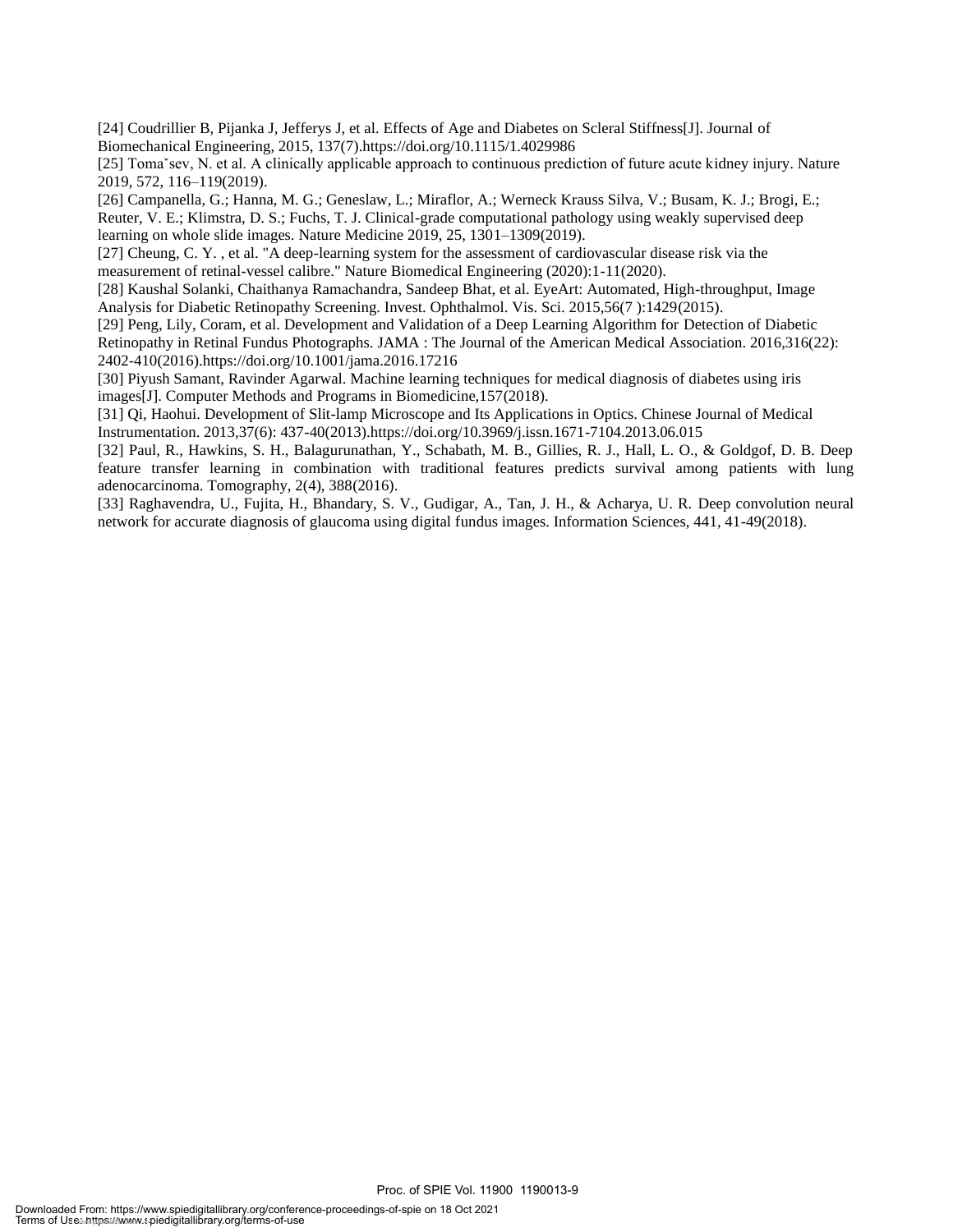[24] Coudrillier B, Pijanka J, Jefferys J, et al. Effects of Age and Diabetes on Scleral Stiffness[J]. Journal of Biomechanical Engineering, 2015, 137(7).https://doi.org/10.1115/1.4029986

[25] Tomaˇsev, N. et al. A clinically applicable approach to continuous prediction of future acute kidney injury. Nature 2019, 572, 116–119(2019).

[26] Campanella, G.; Hanna, M. G.; Geneslaw, L.; Miraflor, A.; Werneck Krauss Silva, V.; Busam, K. J.; Brogi, E.; Reuter, V. E.; Klimstra, D. S.; Fuchs, T. J. Clinical-grade computational pathology using weakly supervised deep learning on whole slide images. Nature Medicine 2019, 25, 1301–1309(2019).

[27] Cheung, C. Y. , et al. "A deep-learning system for the assessment of cardiovascular disease risk via the measurement of retinal-vessel calibre." Nature Biomedical Engineering (2020):1-11(2020).

[28] Kaushal Solanki, Chaithanya Ramachandra, Sandeep Bhat, et al. EyeArt: Automated, High-throughput, Image Analysis for Diabetic Retinopathy Screening. Invest. Ophthalmol. Vis. Sci. 2015,56(7 ):1429(2015).

[29] Peng, Lily, Coram, et al. Development and Validation of a Deep Learning Algorithm for Detection of Diabetic Retinopathy in Retinal Fundus Photographs. JAMA : The Journal of the American Medical Association. 2016,316(22): 2402-410(2016).https://doi.org/10.1001/jama.2016.17216

[30] Piyush Samant, Ravinder Agarwal. Machine learning techniques for medical diagnosis of diabetes using iris images[J]. Computer Methods and Programs in Biomedicine,157(2018).

[31] Qi, Haohui. Development of Slit-lamp Microscope and Its Applications in Optics. Chinese Journal of Medical Instrumentation. 2013,37(6): 437-40(2013).https://doi.org/10.3969/j.issn.1671-7104.2013.06.015

[32] Paul, R., Hawkins, S. H., Balagurunathan, Y., Schabath, M. B., Gillies, R. J., Hall, L. O., & Goldgof, D. B. Deep feature transfer learning in combination with traditional features predicts survival among patients with lung adenocarcinoma. Tomography, 2(4), 388(2016).

[33] Raghavendra, U., Fujita, H., Bhandary, S. V., Gudigar, A., Tan, J. H., & Acharya, U. R. Deep convolution neural network for accurate diagnosis of glaucoma using digital fundus images. Information Sciences, 441, 41-49(2018).